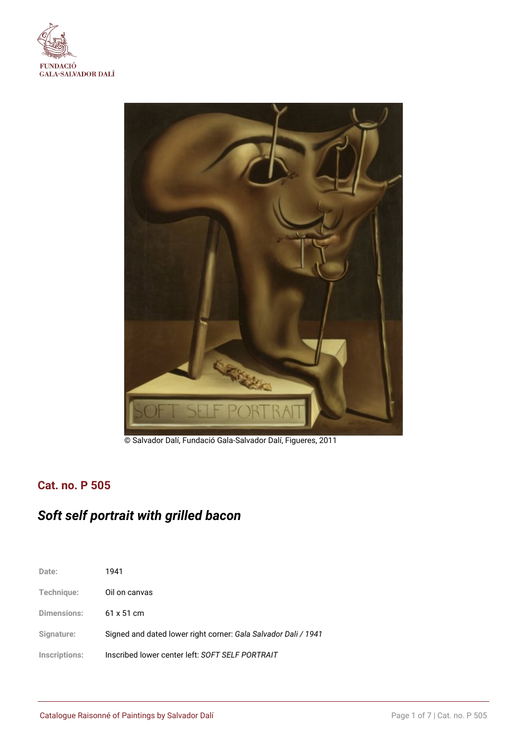FUNDACIÓ
GALA-SALVADOR DALÍ

© Salvador Dalí, Fundació Gala-Salvador Dalí, Figueres, 2011

## Cat. no. P 505

# *Soft self portrait with grilled bacon*

| | |
|---|---|
| Date: | 1941 |
| Technique: | Oil on canvas |
| Dimensions: | 61 x 51 cm |
| Signature: | Signed and dated lower right corner: *Gala Salvador Dali / 1941* |
| Inscriptions: | Inscribed lower center left: *SOFT SELF PORTRAIT* |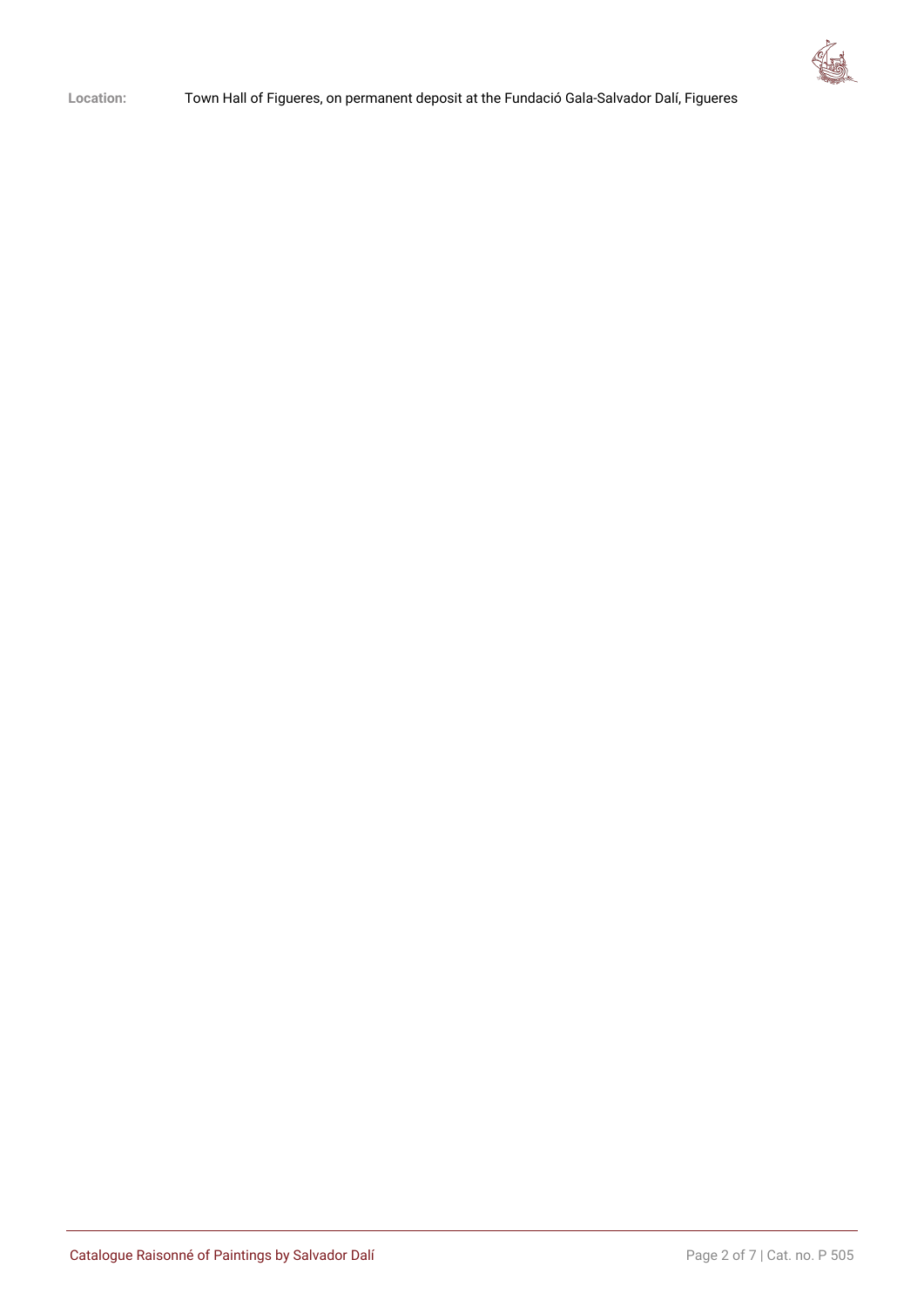**Location:** Town Hall of Figueres, on permanent deposit at the Fundació Gala-Salvador Dalí, Figueres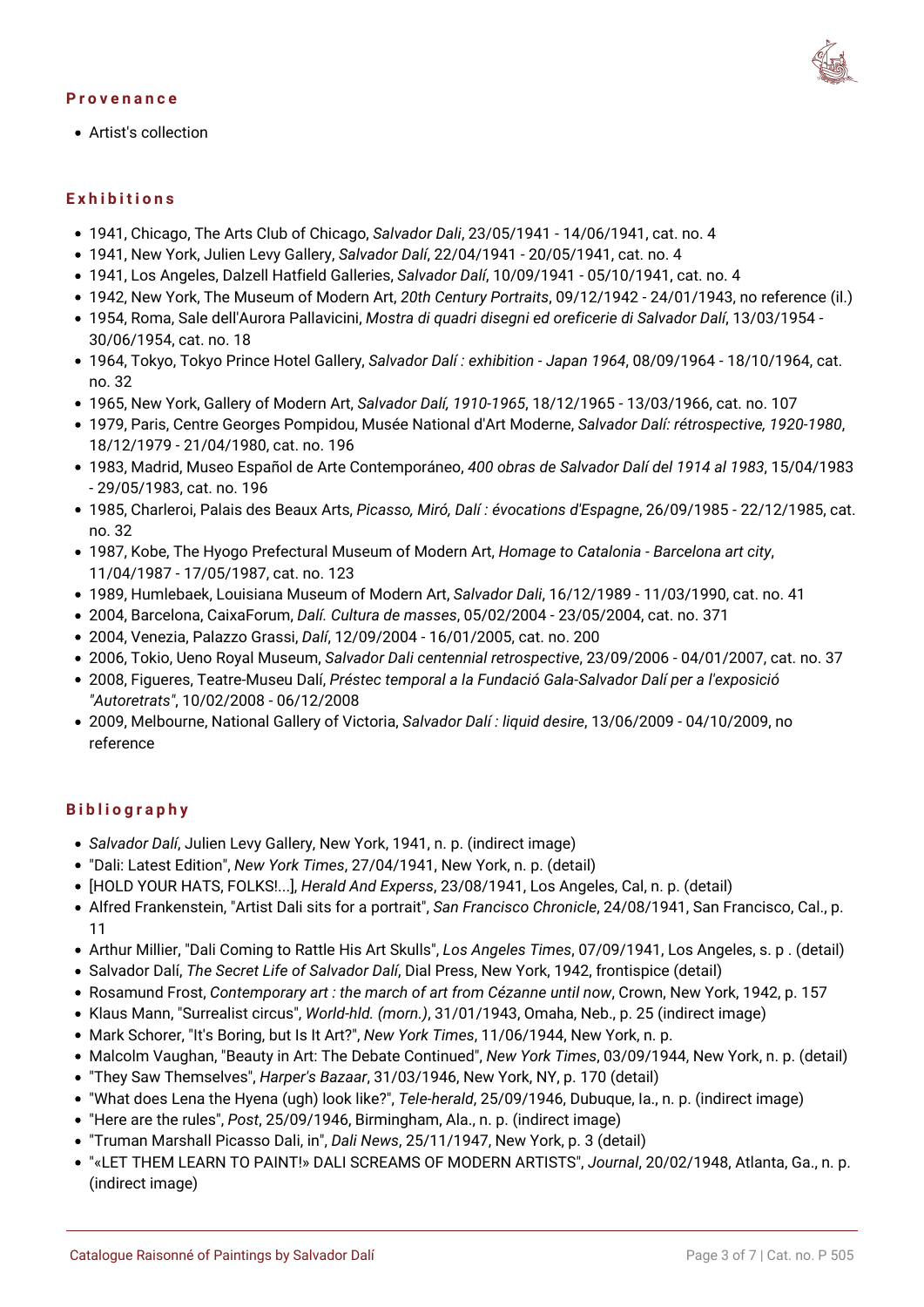## Provenance

- Artist's collection

## Exhibitions

- 1941, Chicago, The Arts Club of Chicago, *Salvador Dali*, 23/05/1941 - 14/06/1941, cat. no. 4
- 1941, New York, Julien Levy Gallery, *Salvador Dalí*, 22/04/1941 - 20/05/1941, cat. no. 4
- 1941, Los Angeles, Dalzell Hatfield Galleries, *Salvador Dalí*, 10/09/1941 - 05/10/1941, cat. no. 4
- 1942, New York, The Museum of Modern Art, *20th Century Portraits*, 09/12/1942 - 24/01/1943, no reference (il.)
- 1954, Roma, Sale dell'Aurora Pallavicini, *Mostra di quadri disegni ed oreficerie di Salvador Dalí*, 13/03/1954 - 30/06/1954, cat. no. 18
- 1964, Tokyo, Tokyo Prince Hotel Gallery, *Salvador Dalí : exhibition - Japan 1964*, 08/09/1964 - 18/10/1964, cat. no. 32
- 1965, New York, Gallery of Modern Art, *Salvador Dalí, 1910-1965*, 18/12/1965 - 13/03/1966, cat. no. 107
- 1979, Paris, Centre Georges Pompidou, Musée National d'Art Moderne, *Salvador Dalí: rétrospective, 1920-1980*, 18/12/1979 - 21/04/1980, cat. no. 196
- 1983, Madrid, Museo Español de Arte Contemporáneo, *400 obras de Salvador Dalí del 1914 al 1983*, 15/04/1983 - 29/05/1983, cat. no. 196
- 1985, Charleroi, Palais des Beaux Arts, *Picasso, Miró, Dalí : évocations d'Espagne*, 26/09/1985 - 22/12/1985, cat. no. 32
- 1987, Kobe, The Hyogo Prefectural Museum of Modern Art, *Homage to Catalonia - Barcelona art city*, 11/04/1987 - 17/05/1987, cat. no. 123
- 1989, Humlebaek, Louisiana Museum of Modern Art, *Salvador Dali*, 16/12/1989 - 11/03/1990, cat. no. 41
- 2004, Barcelona, CaixaForum, *Dalí. Cultura de masses*, 05/02/2004 - 23/05/2004, cat. no. 371
- 2004, Venezia, Palazzo Grassi, *Dalí*, 12/09/2004 - 16/01/2005, cat. no. 200
- 2006, Tokio, Ueno Royal Museum, *Salvador Dali centennial retrospective*, 23/09/2006 - 04/01/2007, cat. no. 37
- 2008, Figueres, Teatre-Museu Dalí, *Préstec temporal a la Fundació Gala-Salvador Dalí per a l'exposició "Autoretrats"*, 10/02/2008 - 06/12/2008
- 2009, Melbourne, National Gallery of Victoria, *Salvador Dalí : liquid desire*, 13/06/2009 - 04/10/2009, no reference

## Bibliography

- *Salvador Dalí*, Julien Levy Gallery, New York, 1941, n. p. (indirect image)
- "Dali: Latest Edition", *New York Times*, 27/04/1941, New York, n. p. (detail)
- [HOLD YOUR HATS, FOLKS!...], *Herald And Experss*, 23/08/1941, Los Angeles, Cal, n. p. (detail)
- Alfred Frankenstein, "Artist Dali sits for a portrait", *San Francisco Chronicle*, 24/08/1941, San Francisco, Cal., p. 11
- Arthur Millier, "Dali Coming to Rattle His Art Skulls", *Los Angeles Times*, 07/09/1941, Los Angeles, s. p . (detail)
- Salvador Dalí, *The Secret Life of Salvador Dalí*, Dial Press, New York, 1942, frontispice (detail)
- Rosamund Frost, *Contemporary art : the march of art from Cézanne until now*, Crown, New York, 1942, p. 157
- Klaus Mann, "Surrealist circus", *World-hld. (morn.)*, 31/01/1943, Omaha, Neb., p. 25 (indirect image)
- Mark Schorer, "It's Boring, but Is It Art?", *New York Times*, 11/06/1944, New York, n. p.
- Malcolm Vaughan, "Beauty in Art: The Debate Continued", *New York Times*, 03/09/1944, New York, n. p. (detail)
- "They Saw Themselves", *Harper's Bazaar*, 31/03/1946, New York, NY, p. 170 (detail)
- "What does Lena the Hyena (ugh) look like?", *Tele-herald*, 25/09/1946, Dubuque, Ia., n. p. (indirect image)
- "Here are the rules", *Post*, 25/09/1946, Birmingham, Ala., n. p. (indirect image)
- "Truman Marshall Picasso Dali, in", *Dali News*, 25/11/1947, New York, p. 3 (detail)
- "«LET THEM LEARN TO PAINT!» DALI SCREAMS OF MODERN ARTISTS", *Journal*, 20/02/1948, Atlanta, Ga., n. p. (indirect image)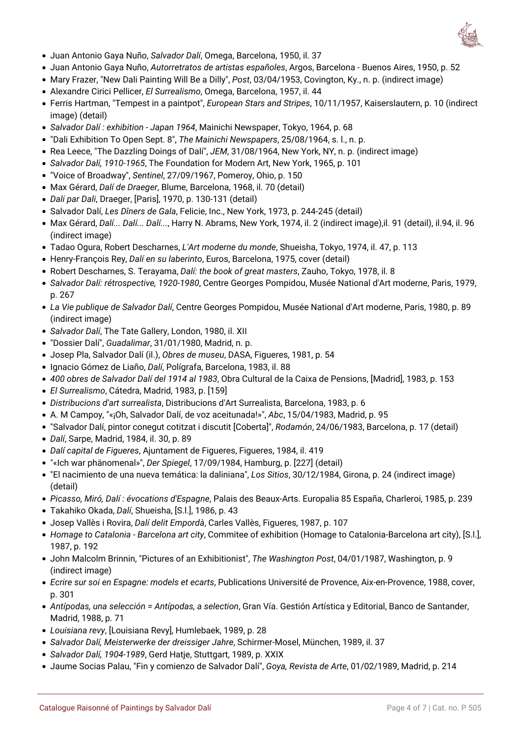- Juan Antonio Gaya Nuño, *Salvador Dalí*, Omega, Barcelona, 1950, il. 37
- Juan Antonio Gaya Nuño, *Autorretratos de artistas españoles*, Argos, Barcelona - Buenos Aires, 1950, p. 52
- Mary Frazer, "New Dali Painting Will Be a Dilly", *Post*, 03/04/1953, Covington, Ky., n. p. (indirect image)
- Alexandre Cirici Pellicer, *El Surrealismo*, Omega, Barcelona, 1957, il. 44
- Ferris Hartman, "Tempest in a paintpot", *European Stars and Stripes*, 10/11/1957, Kaiserslautern, p. 10 (indirect image) (detail)
- *Salvador Dalí : exhibition - Japan 1964*, Mainichi Newspaper, Tokyo, 1964, p. 68
- "Dali Exhibition To Open Sept. 8", *The Mainichi Newspapers*, 25/08/1964, s. l., n. p.
- Rea Leece, "The Dazzling Doings of Dalí", *JEM*, 31/08/1964, New York, NY, n. p. (indirect image)
- *Salvador Dalí, 1910-1965*, The Foundation for Modern Art, New York, 1965, p. 101
- "Voice of Broadway", *Sentinel*, 27/09/1967, Pomeroy, Ohio, p. 150
- Max Gérard, *Dalí de Draeger*, Blume, Barcelona, 1968, il. 70 (detail)
- *Dali par Dali*, Draeger, [Paris], 1970, p. 130-131 (detail)
- Salvador Dalí, *Les Dîners de Gala*, Felicie, Inc., New York, 1973, p. 244-245 (detail)
- Max Gérard, *Dalí... Dalí... Dalí...*, Harry N. Abrams, New York, 1974, il. 2 (indirect image),il. 91 (detail), il.94, il. 96 (indirect image)
- Tadao Ogura, Robert Descharnes, *L'Art moderne du monde*, Shueisha, Tokyo, 1974, il. 47, p. 113
- Henry-François Rey, *Dalí en su laberinto*, Euros, Barcelona, 1975, cover (detail)
- Robert Descharnes, S. Terayama, *Dalí: the book of great masters*, Zauho, Tokyo, 1978, il. 8
- *Salvador Dalí: rétrospective, 1920-1980*, Centre Georges Pompidou, Musée National d'Art moderne, Paris, 1979, p. 267
- *La Vie publique de Salvador Dalí*, Centre Georges Pompidou, Musée National d'Art moderne, Paris, 1980, p. 89 (indirect image)
- *Salvador Dalí*, The Tate Gallery, London, 1980, il. XII
- "Dossier Dalí", *Guadalimar*, 31/01/1980, Madrid, n. p.
- Josep Pla, Salvador Dalí (il.), *Obres de museu*, DASA, Figueres, 1981, p. 54
- Ignacio Gómez de Liaño, *Dalí*, Polígrafa, Barcelona, 1983, il. 88
- *400 obres de Salvador Dalí del 1914 al 1983*, Obra Cultural de la Caixa de Pensions, [Madrid], 1983, p. 153
- *El Surrealismo*, Cátedra, Madrid, 1983, p. [159]
- *Distribucions d'art surrealista*, Distribucions d'Art Surrealista, Barcelona, 1983, p. 6
- A. M Campoy, "«¡Oh, Salvador Dalí, de voz aceitunada!»", *Abc*, 15/04/1983, Madrid, p. 95
- "Salvador Dalí, pintor conegut cotitzat i discutit [Coberta]", *Rodamón*, 24/06/1983, Barcelona, p. 17 (detail)
- *Dalí*, Sarpe, Madrid, 1984, il. 30, p. 89
- *Dalí capital de Figueres*, Ajuntament de Figueres, Figueres, 1984, il. 419
- "«Ich war phänomenal»", *Der Spiegel*, 17/09/1984, Hamburg, p. [227] (detail)
- "El nacimiento de una nueva temática: la daliniana", *Los Sitios*, 30/12/1984, Girona, p. 24 (indirect image) (detail)
- *Picasso, Miró, Dalí : évocations d'Espagne*, Palais des Beaux-Arts. Europalia 85 España, Charleroi, 1985, p. 239
- Takahiko Okada, *Dalí*, Shueisha, [S.l.], 1986, p. 43
- Josep Vallès i Rovira, *Dalí delit Empordà*, Carles Vallès, Figueres, 1987, p. 107
- *Homage to Catalonia - Barcelona art city*, Commitee of exhibition (Homage to Catalonia-Barcelona art city), [S.l.], 1987, p. 192
- John Malcolm Brinnin, "Pictures of an Exhibitionist", *The Washington Post*, 04/01/1987, Washington, p. 9 (indirect image)
- *Ecrire sur soi en Espagne: models et ecarts*, Publications Université de Provence, Aix-en-Provence, 1988, cover, p. 301
- *Antípodas, una selección = Antípodas, a selection*, Gran Vía. Gestión Artística y Editorial, Banco de Santander, Madrid, 1988, p. 71
- *Louisiana revy*, [Louisiana Revy], Humlebaek, 1989, p. 28
- *Salvador Dalí, Meisterwerke der dreissiger Jahre*, Schirmer-Mosel, München, 1989, il. 37
- *Salvador Dalí, 1904-1989*, Gerd Hatje, Stuttgart, 1989, p. XXIX
- Jaume Socias Palau, "Fin y comienzo de Salvador Dalí", *Goya, Revista de Arte*, 01/02/1989, Madrid, p. 214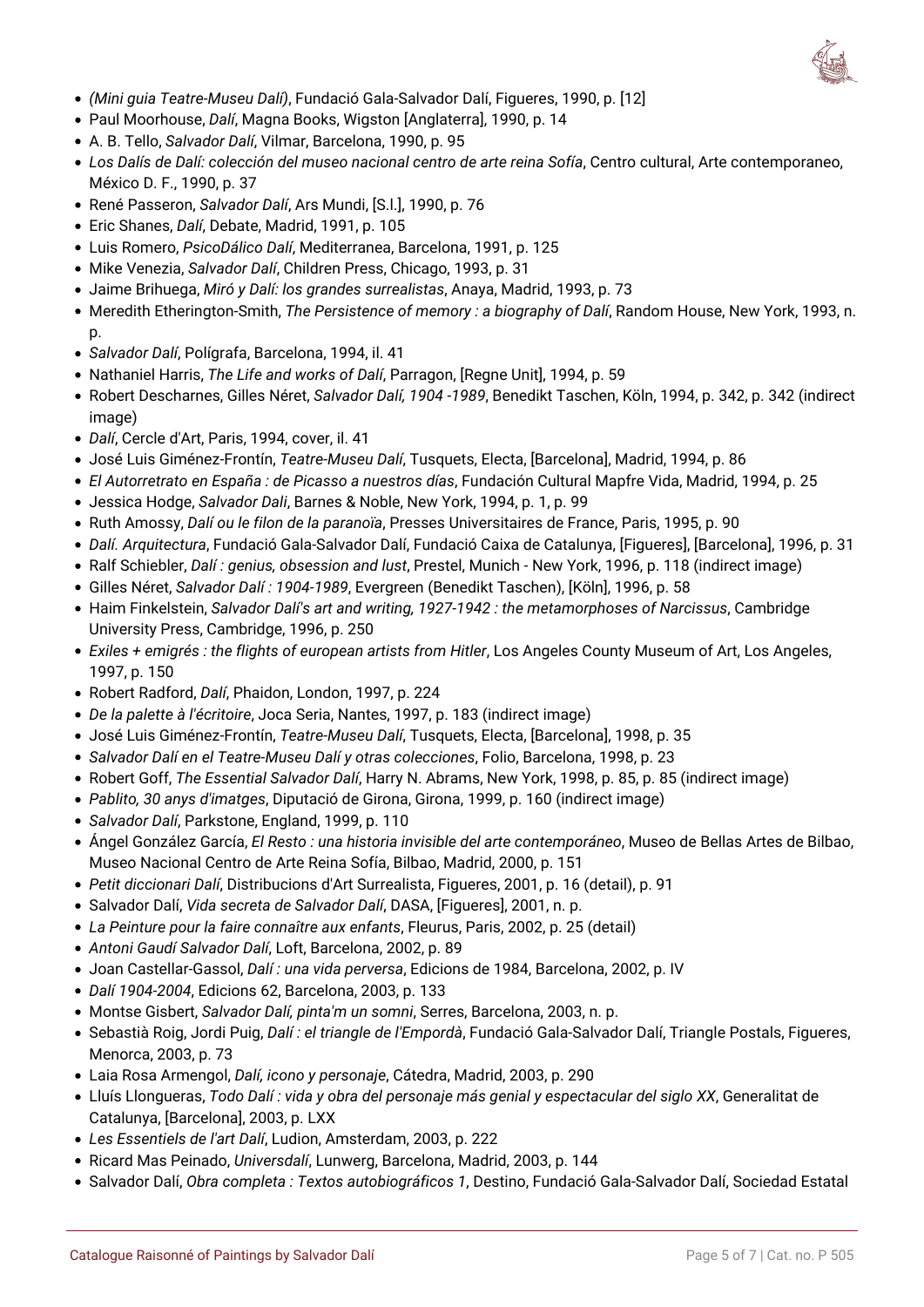- *(Mini guia Teatre-Museu Dalí)*, Fundació Gala-Salvador Dalí, Figueres, 1990, p. [12]
- Paul Moorhouse, *Dalí*, Magna Books, Wigston [Anglaterra], 1990, p. 14
- A. B. Tello, *Salvador Dalí*, Vilmar, Barcelona, 1990, p. 95
- *Los Dalís de Dalí: colección del museo nacional centro de arte reina Sofía*, Centro cultural, Arte contemporaneo, México D. F., 1990, p. 37
- René Passeron, *Salvador Dalí*, Ars Mundi, [S.l.], 1990, p. 76
- Eric Shanes, *Dalí*, Debate, Madrid, 1991, p. 105
- Luis Romero, *PsicoDálico Dalí*, Mediterranea, Barcelona, 1991, p. 125
- Mike Venezia, *Salvador Dalí*, Children Press, Chicago, 1993, p. 31
- Jaime Brihuega, *Miró y Dalí: los grandes surrealistas*, Anaya, Madrid, 1993, p. 73
- Meredith Etherington-Smith, *The Persistence of memory : a biography of Dalí*, Random House, New York, 1993, n. p.
- *Salvador Dalí*, Polígrafa, Barcelona, 1994, il. 41
- Nathaniel Harris, *The Life and works of Dalí*, Parragon, [Regne Unit], 1994, p. 59
- Robert Descharnes, Gilles Néret, *Salvador Dalí, 1904 -1989*, Benedikt Taschen, Köln, 1994, p. 342, p. 342 (indirect image)
- *Dalí*, Cercle d'Art, Paris, 1994, cover, il. 41
- José Luis Giménez-Frontín, *Teatre-Museu Dalí*, Tusquets, Electa, [Barcelona], Madrid, 1994, p. 86
- *El Autorretrato en España : de Picasso a nuestros días*, Fundación Cultural Mapfre Vida, Madrid, 1994, p. 25
- Jessica Hodge, *Salvador Dali*, Barnes & Noble, New York, 1994, p. 1, p. 99
- Ruth Amossy, *Dalí ou le filon de la paranoïa*, Presses Universitaires de France, Paris, 1995, p. 90
- *Dalí. Arquitectura*, Fundació Gala-Salvador Dalí, Fundació Caixa de Catalunya, [Figueres], [Barcelona], 1996, p. 31
- Ralf Schiebler, *Dalí : genius, obsession and lust*, Prestel, Munich - New York, 1996, p. 118 (indirect image)
- Gilles Néret, *Salvador Dalí : 1904-1989*, Evergreen (Benedikt Taschen), [Köln], 1996, p. 58
- Haim Finkelstein, *Salvador Dalí's art and writing, 1927-1942 : the metamorphoses of Narcissus*, Cambridge University Press, Cambridge, 1996, p. 250
- *Exiles + emigrés : the flights of european artists from Hitler*, Los Angeles County Museum of Art, Los Angeles, 1997, p. 150
- Robert Radford, *Dalí*, Phaidon, London, 1997, p. 224
- *De la palette à l'écritoire*, Joca Seria, Nantes, 1997, p. 183 (indirect image)
- José Luis Giménez-Frontín, *Teatre-Museu Dalí*, Tusquets, Electa, [Barcelona], Madrid, 1998, p. 35
- *Salvador Dalí en el Teatre-Museu Dalí y otras colecciones*, Folio, Barcelona, 1998, p. 23
- Robert Goff, *The Essential Salvador Dalí*, Harry N. Abrams, New York, 1998, p. 85, p. 85 (indirect image)
- *Pablito, 30 anys d'imatges*, Diputació de Girona, Girona, 1999, p. 160 (indirect image)
- *Salvador Dalí*, Parkstone, England, 1999, p. 110
- Ángel González García, *El Resto : una historia invisible del arte contemporáneo*, Museo de Bellas Artes de Bilbao, Museo Nacional Centro de Arte Reina Sofía, Bilbao, Madrid, 2000, p. 151
- *Petit diccionari Dalí*, Distribucions d'Art Surrealista, Figueres, 2001, p. 16 (detail), p. 91
- Salvador Dalí, *Vida secreta de Salvador Dalí*, DASA, [Figueres], 2001, n. p.
- *La Peinture pour la faire connaître aux enfants*, Fleurus, Paris, 2002, p. 25 (detail)
- *Antoni Gaudí Salvador Dalí*, Loft, Barcelona, 2002, p. 89
- Joan Castellar-Gassol, *Dalí : una vida perversa*, Edicions de 1984, Barcelona, 2002, p. IV
- *Dalí 1904-2004*, Edicions 62, Barcelona, 2003, p. 133
- Montse Gisbert, *Salvador Dalí, pinta'm un somni*, Serres, Barcelona, 2003, n. p.
- Sebastià Roig, Jordi Puig, *Dalí : el triangle de l'Empordà*, Fundació Gala-Salvador Dalí, Triangle Postals, Figueres, Menorca, 2003, p. 73
- Laia Rosa Armengol, *Dalí, icono y personaje*, Cátedra, Madrid, 2003, p. 290
- Lluís Llongueras, *Todo Dalí : vida y obra del personaje más genial y espectacular del siglo XX*, Generalitat de Catalunya, [Barcelona], 2003, p. LXX
- *Les Essentiels de l'art Dalí*, Ludion, Amsterdam, 2003, p. 222
- Ricard Mas Peinado, *Universdalí*, Lunwerg, Barcelona, Madrid, 2003, p. 144
- Salvador Dalí, *Obra completa : Textos autobiográficos 1*, Destino, Fundació Gala-Salvador Dalí, Sociedad Estatal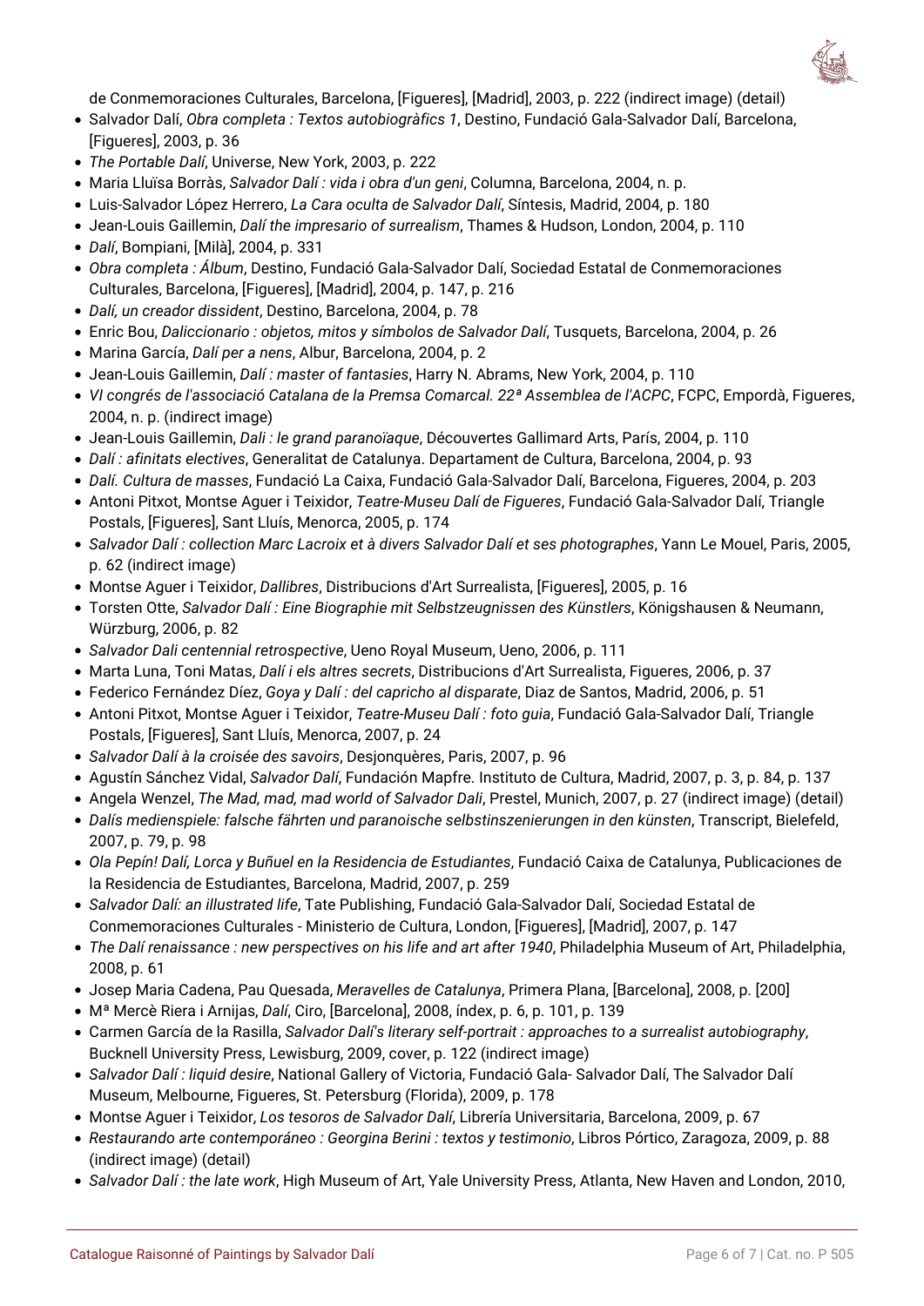de Conmemoraciones Culturales, Barcelona, [Figueres], [Madrid], 2003, p. 222 (indirect image) (detail)

- Salvador Dalí, *Obra completa : Textos autobiogràfics 1*, Destino, Fundació Gala-Salvador Dalí, Barcelona, [Figueres], 2003, p. 36
- *The Portable Dalí*, Universe, New York, 2003, p. 222
- Maria Lluïsa Borràs, *Salvador Dalí : vida i obra d'un geni*, Columna, Barcelona, 2004, n. p.
- Luis-Salvador López Herrero, *La Cara oculta de Salvador Dalí*, Síntesis, Madrid, 2004, p. 180
- Jean-Louis Gaillemin, *Dalí the impresario of surrealism*, Thames & Hudson, London, 2004, p. 110
- *Dalí*, Bompiani, [Milà], 2004, p. 331
- *Obra completa : Álbum*, Destino, Fundació Gala-Salvador Dalí, Sociedad Estatal de Conmemoraciones Culturales, Barcelona, [Figueres], [Madrid], 2004, p. 147, p. 216
- *Dalí, un creador dissident*, Destino, Barcelona, 2004, p. 78
- Enric Bou, *Daliccionario : objetos, mitos y símbolos de Salvador Dalí*, Tusquets, Barcelona, 2004, p. 26
- Marina García, *Dalí per a nens*, Albur, Barcelona, 2004, p. 2
- Jean-Louis Gaillemin, *Dalí : master of fantasies*, Harry N. Abrams, New York, 2004, p. 110
- *VI congrés de l'associació Catalana de la Premsa Comarcal. 22ª Assemblea de l'ACPC*, FCPC, Empordà, Figueres, 2004, n. p. (indirect image)
- Jean-Louis Gaillemin, *Dali : le grand paranoïaque*, Découvertes Gallimard Arts, París, 2004, p. 110
- *Dalí : afinitats electives*, Generalitat de Catalunya. Departament de Cultura, Barcelona, 2004, p. 93
- *Dalí. Cultura de masses*, Fundació La Caixa, Fundació Gala-Salvador Dalí, Barcelona, Figueres, 2004, p. 203
- Antoni Pitxot, Montse Aguer i Teixidor, *Teatre-Museu Dalí de Figueres*, Fundació Gala-Salvador Dalí, Triangle Postals, [Figueres], Sant Lluís, Menorca, 2005, p. 174
- *Salvador Dalí : collection Marc Lacroix et à divers Salvador Dalí et ses photographes*, Yann Le Mouel, Paris, 2005, p. 62 (indirect image)
- Montse Aguer i Teixidor, *Dallibres*, Distribucions d'Art Surrealista, [Figueres], 2005, p. 16
- Torsten Otte, *Salvador Dalí : Eine Biographie mit Selbstzeugnissen des Künstlers*, Königshausen & Neumann, Würzburg, 2006, p. 82
- *Salvador Dali centennial retrospective*, Ueno Royal Museum, Ueno, 2006, p. 111
- Marta Luna, Toni Matas, *Dalí i els altres secrets*, Distribucions d'Art Surrealista, Figueres, 2006, p. 37
- Federico Fernández Díez, *Goya y Dalí : del capricho al disparate*, Diaz de Santos, Madrid, 2006, p. 51
- Antoni Pitxot, Montse Aguer i Teixidor, *Teatre-Museu Dalí : foto guia*, Fundació Gala-Salvador Dalí, Triangle Postals, [Figueres], Sant Lluís, Menorca, 2007, p. 24
- *Salvador Dalí à la croisée des savoirs*, Desjonquères, Paris, 2007, p. 96
- Agustín Sánchez Vidal, *Salvador Dalí*, Fundación Mapfre. Instituto de Cultura, Madrid, 2007, p. 3, p. 84, p. 137
- Angela Wenzel, *The Mad, mad, mad world of Salvador Dali*, Prestel, Munich, 2007, p. 27 (indirect image) (detail)
- *Dalís medienspiele: falsche fährten und paranoische selbstinszenierungen in den künsten*, Transcript, Bielefeld, 2007, p. 79, p. 98
- *Ola Pepín! Dalí, Lorca y Buñuel en la Residencia de Estudiantes*, Fundació Caixa de Catalunya, Publicaciones de la Residencia de Estudiantes, Barcelona, Madrid, 2007, p. 259
- *Salvador Dalí: an illustrated life*, Tate Publishing, Fundació Gala-Salvador Dalí, Sociedad Estatal de Conmemoraciones Culturales - Ministerio de Cultura, London, [Figueres], [Madrid], 2007, p. 147
- *The Dalí renaissance : new perspectives on his life and art after 1940*, Philadelphia Museum of Art, Philadelphia, 2008, p. 61
- Josep Maria Cadena, Pau Quesada, *Meravelles de Catalunya*, Primera Plana, [Barcelona], 2008, p. [200]
- Mª Mercè Riera i Arnijas, *Dalí*, Ciro, [Barcelona], 2008, índex, p. 6, p. 101, p. 139
- Carmen García de la Rasilla, *Salvador Dalí's literary self-portrait : approaches to a surrealist autobiography*, Bucknell University Press, Lewisburg, 2009, cover, p. 122 (indirect image)
- *Salvador Dalí : liquid desire*, National Gallery of Victoria, Fundació Gala- Salvador Dalí, The Salvador Dalí Museum, Melbourne, Figueres, St. Petersburg (Florida), 2009, p. 178
- Montse Aguer i Teixidor, *Los tesoros de Salvador Dalí*, Librería Universitaria, Barcelona, 2009, p. 67
- *Restaurando arte contemporáneo : Georgina Berini : textos y testimonio*, Libros Pórtico, Zaragoza, 2009, p. 88 (indirect image) (detail)
- *Salvador Dalí : the late work*, High Museum of Art, Yale University Press, Atlanta, New Haven and London, 2010,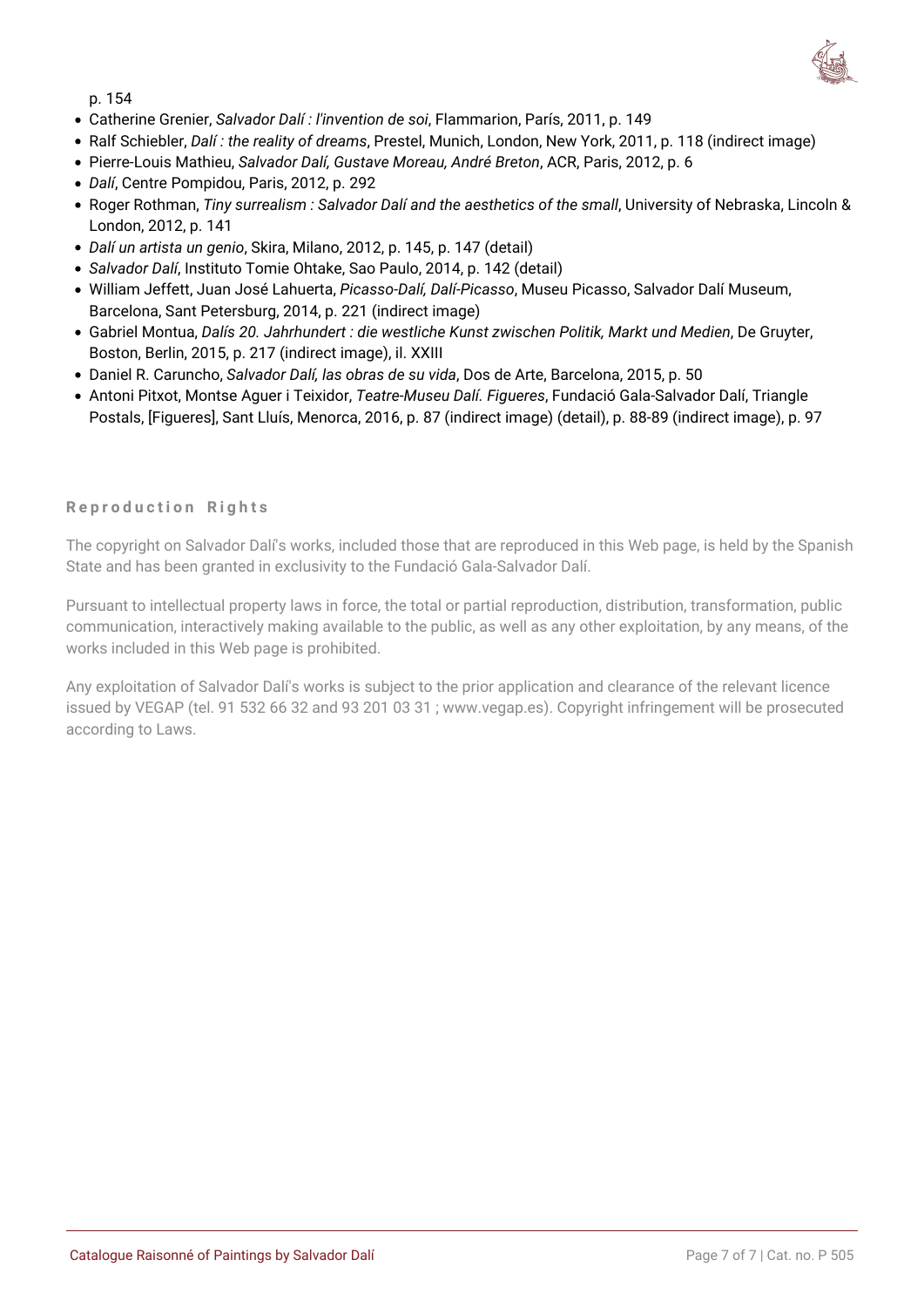p. 154

- Catherine Grenier, *Salvador Dalí : l'invention de soi*, Flammarion, París, 2011, p. 149
- Ralf Schiebler, *Dalí : the reality of dreams*, Prestel, Munich, London, New York, 2011, p. 118 (indirect image)
- Pierre-Louis Mathieu, *Salvador Dalí, Gustave Moreau, André Breton*, ACR, Paris, 2012, p. 6
- *Dalí*, Centre Pompidou, Paris, 2012, p. 292
- Roger Rothman, *Tiny surrealism : Salvador Dalí and the aesthetics of the small*, University of Nebraska, Lincoln & London, 2012, p. 141
- *Dalí un artista un genio*, Skira, Milano, 2012, p. 145, p. 147 (detail)
- *Salvador Dalí*, Instituto Tomie Ohtake, Sao Paulo, 2014, p. 142 (detail)
- William Jeffett, Juan José Lahuerta, *Picasso-Dalí, Dalí-Picasso*, Museu Picasso, Salvador Dalí Museum, Barcelona, Sant Petersburg, 2014, p. 221 (indirect image)
- Gabriel Montua, *Dalís 20. Jahrhundert : die westliche Kunst zwischen Politik, Markt und Medien*, De Gruyter, Boston, Berlin, 2015, p. 217 (indirect image), il. XXIII
- Daniel R. Caruncho, *Salvador Dalí, las obras de su vida*, Dos de Arte, Barcelona, 2015, p. 50
- Antoni Pitxot, Montse Aguer i Teixidor, *Teatre-Museu Dalí. Figueres*, Fundació Gala-Salvador Dalí, Triangle Postals, [Figueres], Sant Lluís, Menorca, 2016, p. 87 (indirect image) (detail), p. 88-89 (indirect image), p. 97

## Reproduction Rights

The copyright on Salvador Dalí's works, included those that are reproduced in this Web page, is held by the Spanish State and has been granted in exclusivity to the Fundació Gala-Salvador Dalí.

Pursuant to intellectual property laws in force, the total or partial reproduction, distribution, transformation, public communication, interactively making available to the public, as well as any other exploitation, by any means, of the works included in this Web page is prohibited.

Any exploitation of Salvador Dalí's works is subject to the prior application and clearance of the relevant licence issued by VEGAP (tel. 91 532 66 32 and 93 201 03 31 ; www.vegap.es). Copyright infringement will be prosecuted according to Laws.